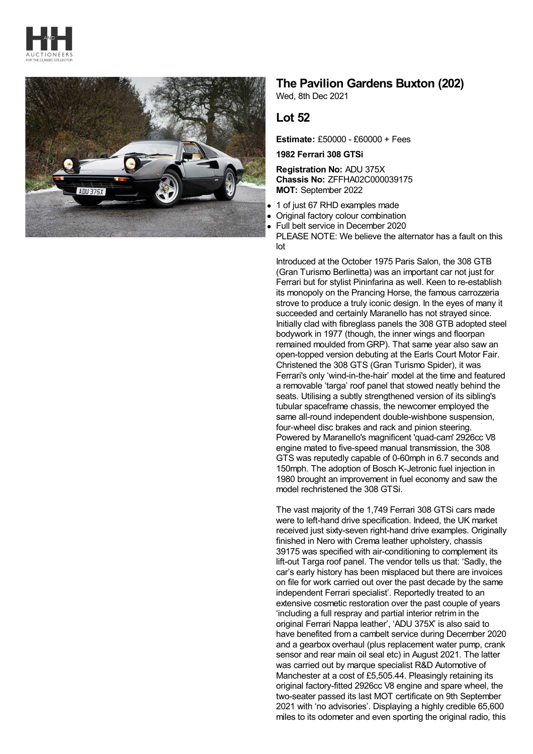# The Pavilion Gardens Buxton (202)

Wed, 8th Dec 2021

## Lot 52

**Estimate:** £50000 - £60000 + Fees

**1982 Ferrari 308 GTSi**

**Registration No:** ADU 375X
**Chassis No:** ZFFHA02C000039175
**MOT:** September 2022

- 1 of just 67 RHD examples made
- Original factory colour combination
- Full belt service in December 2020

PLEASE NOTE: We believe the alternator has a fault on this lot

Introduced at the October 1975 Paris Salon, the 308 GTB (Gran Turismo Berlinetta) was an important car not just for Ferrari but for stylist Pininfarina as well. Keen to re-establish its monopoly on the Prancing Horse, the famous carrozzeria strove to produce a truly iconic design. In the eyes of many it succeeded and certainly Maranello has not strayed since. Initially clad with fibreglass panels the 308 GTB adopted steel bodywork in 1977 (though, the inner wings and floorpan remained moulded from GRP). That same year also saw an open-topped version debuting at the Earls Court Motor Fair. Christened the 308 GTS (Gran Turismo Spider), it was Ferrari's only 'wind-in-the-hair' model at the time and featured a removable 'targa' roof panel that stowed neatly behind the seats. Utilising a subtly strengthened version of its sibling's tubular spaceframe chassis, the newcomer employed the same all-round independent double-wishbone suspension, four-wheel disc brakes and rack and pinion steering. Powered by Maranello's magnificent 'quad-cam' 2926cc V8 engine mated to five-speed manual transmission, the 308 GTS was reputedly capable of 0-60mph in 6.7 seconds and 150mph. The adoption of Bosch K-Jetronic fuel injection in 1980 brought an improvement in fuel economy and saw the model rechristened the 308 GTSi.

The vast majority of the 1,749 Ferrari 308 GTSi cars made were to left-hand drive specification. Indeed, the UK market received just sixty-seven right-hand drive examples. Originally finished in Nero with Crema leather upholstery, chassis 39175 was specified with air-conditioning to complement its lift-out Targa roof panel. The vendor tells us that: 'Sadly, the car's early history has been misplaced but there are invoices on file for work carried out over the past decade by the same independent Ferrari specialist'. Reportedly treated to an extensive cosmetic restoration over the past couple of years 'including a full respray and partial interior retrim in the original Ferrari Nappa leather', 'ADU 375X' is also said to have benefited from a cambelt service during December 2020 and a gearbox overhaul (plus replacement water pump, crank sensor and rear main oil seal etc) in August 2021. The latter was carried out by marque specialist R&D Automotive of Manchester at a cost of £5,505.44. Pleasingly retaining its original factory-fitted 2926cc V8 engine and spare wheel, the two-seater passed its last MOT certificate on 9th September 2021 with 'no advisories'. Displaying a highly credible 65,600 miles to its odometer and even sporting the original radio, this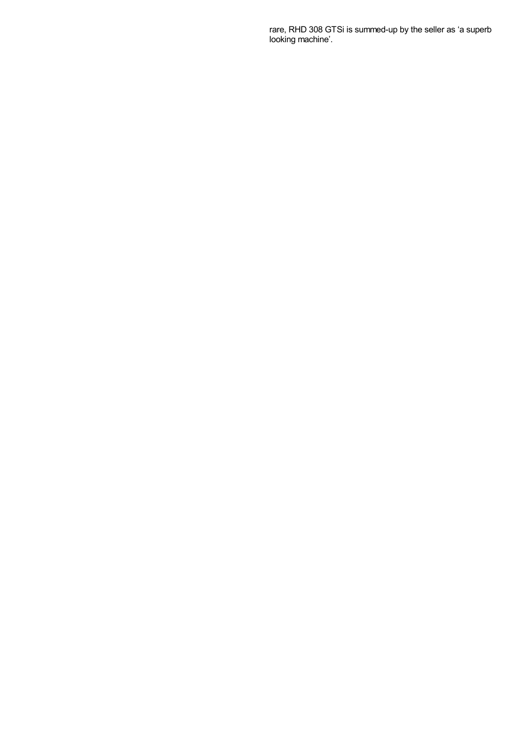rare, RHD 308 GTSi is summed-up by the seller as ‘a superb looking machine’.